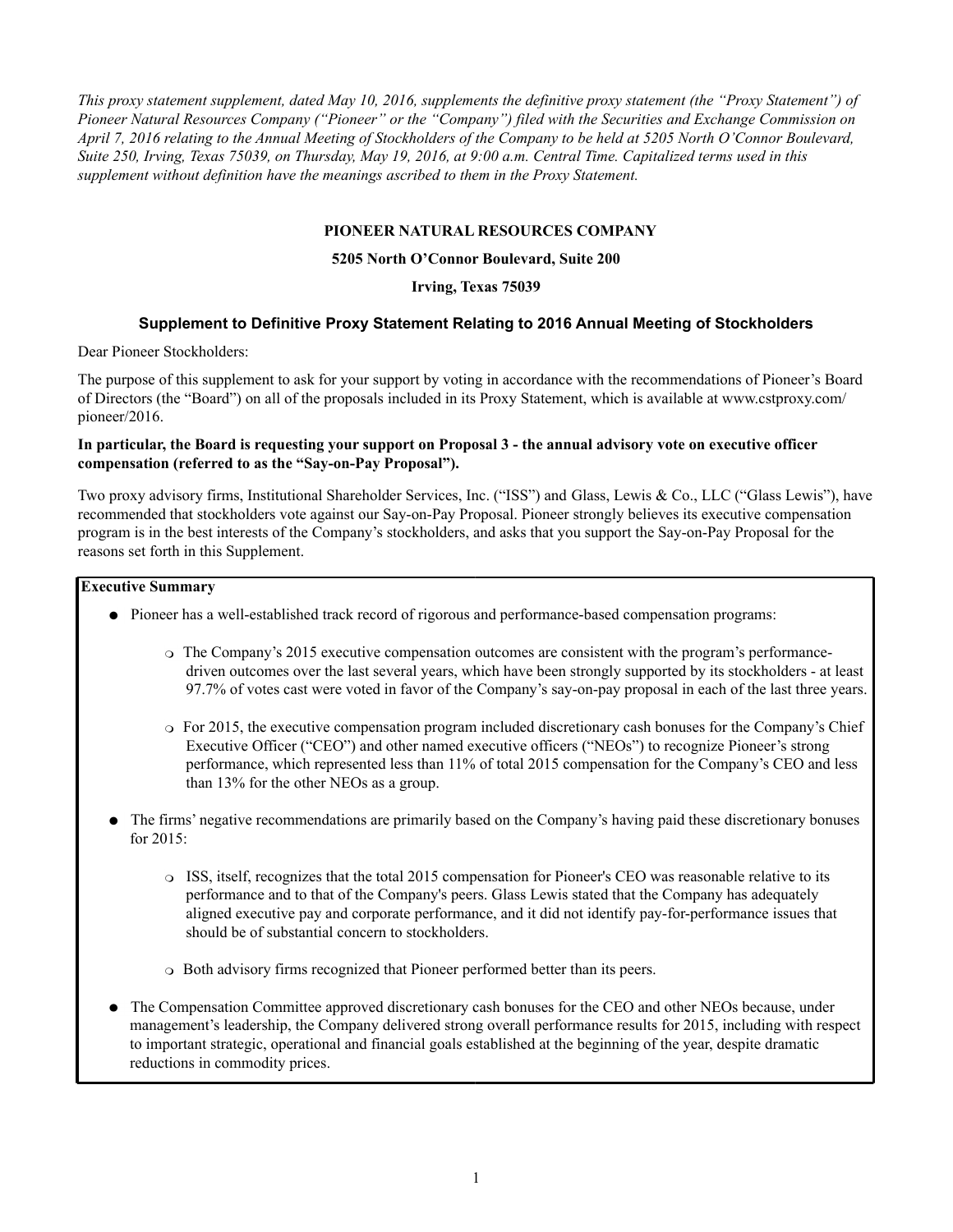*This proxy statement supplement, dated May 10, 2016, supplements the definitive proxy statement (the "Proxy Statement") of Pioneer Natural Resources Company ("Pioneer" or the "Company") filed with the Securities and Exchange Commission on April 7, 2016 relating to the Annual Meeting of Stockholders of the Company to be held at 5205 North O'Connor Boulevard, Suite 250, Irving, Texas 75039, on Thursday, May 19, 2016, at 9:00 a.m. Central Time. Capitalized terms used in this supplement without definition have the meanings ascribed to them in the Proxy Statement.*

**PIONEER NATURAL RESOURCES COMPANY**

**5205 North O'Connor Boulevard, Suite 200**

**Irving, Texas 75039**

## Supplement to Definitive Proxy Statement Relating to 2016 Annual Meeting of Stockholders

Dear Pioneer Stockholders:

The purpose of this supplement to ask for your support by voting in accordance with the recommendations of Pioneer's Board of Directors (the "Board") on all of the proposals included in its Proxy Statement, which is available at www.cstproxy.com/pioneer/2016.

**In particular, the Board is requesting your support on Proposal 3 - the annual advisory vote on executive officer compensation (referred to as the "Say-on-Pay Proposal").**

Two proxy advisory firms, Institutional Shareholder Services, Inc. ("ISS") and Glass, Lewis & Co., LLC ("Glass Lewis"), have recommended that stockholders vote against our Say-on-Pay Proposal. Pioneer strongly believes its executive compensation program is in the best interests of the Company's stockholders, and asks that you support the Say-on-Pay Proposal for the reasons set forth in this Supplement.

**Executive Summary**

- Pioneer has a well-established track record of rigorous and performance-based compensation programs:
  - The Company's 2015 executive compensation outcomes are consistent with the program's performance-driven outcomes over the last several years, which have been strongly supported by its stockholders - at least 97.7% of votes cast were voted in favor of the Company's say-on-pay proposal in each of the last three years.
  - For 2015, the executive compensation program included discretionary cash bonuses for the Company's Chief Executive Officer ("CEO") and other named executive officers ("NEOs") to recognize Pioneer's strong performance, which represented less than 11% of total 2015 compensation for the Company's CEO and less than 13% for the other NEOs as a group.
- The firms' negative recommendations are primarily based on the Company's having paid these discretionary bonuses for 2015:
  - ISS, itself, recognizes that the total 2015 compensation for Pioneer's CEO was reasonable relative to its performance and to that of the Company's peers. Glass Lewis stated that the Company has adequately aligned executive pay and corporate performance, and it did not identify pay-for-performance issues that should be of substantial concern to stockholders.
  - Both advisory firms recognized that Pioneer performed better than its peers.
- The Compensation Committee approved discretionary cash bonuses for the CEO and other NEOs because, under management's leadership, the Company delivered strong overall performance results for 2015, including with respect to important strategic, operational and financial goals established at the beginning of the year, despite dramatic reductions in commodity prices.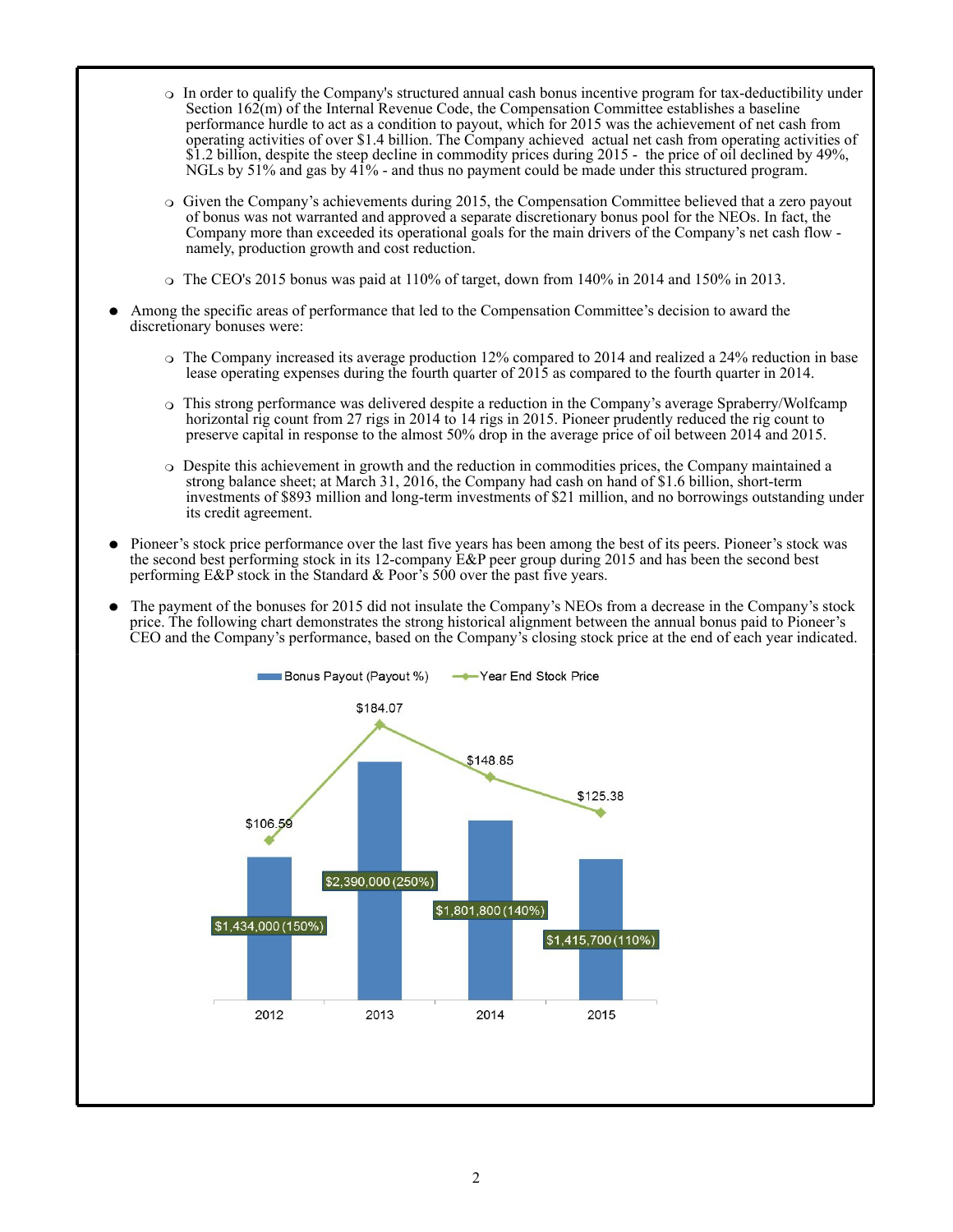- In order to qualify the Company's structured annual cash bonus incentive program for tax-deductibility under Section 162(m) of the Internal Revenue Code, the Compensation Committee establishes a baseline performance hurdle to act as a condition to payout, which for 2015 was the achievement of net cash from operating activities of $1.4 billion. The Company achieved actual net cash from operating activities of $1.2 billion, despite the steep decline in commodity prices during 2015 - the price of oil declined by 49%, NGLs by 51% and gas by 41% - and thus no payment could be made under this structured program.
- Given the Company's achievements during 2015, the Compensation Committee believed that a zero payout of bonus was not warranted and approved a separate discretionary bonus pool for the NEOs. In fact, the Company more than exceeded its operational goals for the main drivers of the Company's net cash flow - namely, production growth and cost reduction.
- The CEO's 2015 bonus was paid at 110% of target, down from 140% in 2014 and 150% in 2013.

- Among the specific areas of performance that led to the Compensation Committee's decision to award the discretionary bonuses were:
  - The Company increased its average production 12% compared to 2014 and realized a 24% reduction in base lease operating expenses during the fourth quarter of 2015 as compared to the fourth quarter in 2014.
  - This strong performance was delivered despite a reduction in the Company's average Spraberry/Wolfcamp horizontal rig count from 27 rigs in 2014 to 14 rigs in 2015. Pioneer prudently reduced the rig count to preserve capital in response to the almost 50% drop in the average price of oil between 2014 and 2015.
  - Despite this achievement in growth and the reduction in commodities prices, the Company maintained a strong balance sheet; at March 31, 2016, the Company had cash on hand of $1.6 billion, short-term investments of $893 million and long-term investments of $21 million, and no borrowings outstanding under its credit agreement.

- Pioneer's stock price performance over the last five years has been among the best of its peers. Pioneer's stock was the second best performing stock in its 12-company E&P peer group during 2015 and has been the second best performing E&P stock in the Standard & Poor's 500 over the past five years.

- The payment of the bonuses for 2015 did not insulate the Company's NEOs from a decrease in the Company's stock price. The following chart demonstrates the strong historical alignment between the annual bonus paid to Pioneer's CEO and the Company's performance, based on the Company's closing stock price at the end of each year indicated.

| Year | Bonus Payout (Payout %) | Year End Stock Price |
|---|---|---|
| 2012 | $1,434,000 (150%) | $106.59 |
| 2013 | $2,390,000 (250%) | $184.07 |
| 2014 | $1,801,800 (140%) | $148.85 |
| 2015 | $1,415,700 (110%) | $125.38 |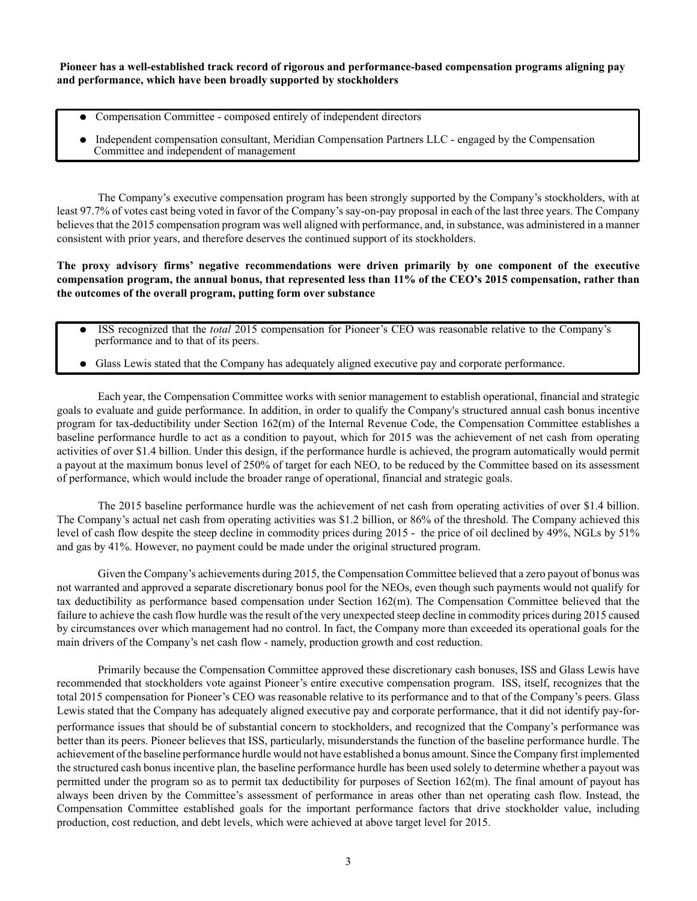**Pioneer has a well-established track record of rigorous and performance-based compensation programs aligning pay and performance, which have been broadly supported by stockholders**

- Compensation Committee - composed entirely of independent directors
- Independent compensation consultant, Meridian Compensation Partners LLC - engaged by the Compensation Committee and independent of management

The Company's executive compensation program has been strongly supported by the Company's stockholders, with at least 97.7% of votes cast being voted in favor of the Company's say-on-pay proposal in each of the last three years. The Company believes that the 2015 compensation program was well aligned with performance, and, in substance, was administered in a manner consistent with prior years, and therefore deserves the continued support of its stockholders.

**The proxy advisory firms' negative recommendations were driven primarily by one component of the executive compensation program, the annual bonus, that represented less than 11% of the CEO's 2015 compensation, rather than the outcomes of the overall program, putting form over substance**

- ISS recognized that the *total* 2015 compensation for Pioneer's CEO was reasonable relative to the Company's performance and to that of its peers.
- Glass Lewis stated that the Company has adequately aligned executive pay and corporate performance.

Each year, the Compensation Committee works with senior management to establish operational, financial and strategic goals to evaluate and guide performance. In addition, in order to qualify the Company's structured annual cash bonus incentive program for tax-deductibility under Section 162(m) of the Internal Revenue Code, the Compensation Committee establishes a baseline performance hurdle to act as a condition to payout, which for 2015 was the achievement of net cash from operating activities of over $1.4 billion. Under this design, if the performance hurdle is achieved, the program automatically would permit a payout at the maximum bonus level of 250% of target for each NEO, to be reduced by the Committee based on its assessment of performance, which would include the broader range of operational, financial and strategic goals.

The 2015 baseline performance hurdle was the achievement of net cash from operating activities of over $1.4 billion. The Company's actual net cash from operating activities was $1.2 billion, or 86% of the threshold. The Company achieved this level of cash flow despite the steep decline in commodity prices during 2015 - the price of oil declined by 49%, NGLs by 51% and gas by 41%. However, no payment could be made under the original structured program.

Given the Company's achievements during 2015, the Compensation Committee believed that a zero payout of bonus was not warranted and approved a separate discretionary bonus pool for the NEOs, even though such payments would not qualify for tax deductibility as performance based compensation under Section 162(m). The Compensation Committee believed that the failure to achieve the cash flow hurdle was the result of the very unexpected steep decline in commodity prices during 2015 caused by circumstances over which management had no control. In fact, the Company more than exceeded its operational goals for the main drivers of the Company's net cash flow - namely, production growth and cost reduction.

Primarily because the Compensation Committee approved these discretionary cash bonuses, ISS and Glass Lewis have recommended that stockholders vote against Pioneer's entire executive compensation program. ISS, itself, recognizes that the total 2015 compensation for Pioneer's CEO was reasonable relative to its performance and to that of the Company's peers. Glass Lewis stated that the Company has adequately aligned executive pay and corporate performance, that it did not identify pay-for-performance issues that should be of substantial concern to stockholders, and recognized that the Company's performance was better than its peers. Pioneer believes that ISS, particularly, misunderstands the function of the baseline performance hurdle. The achievement of the baseline performance hurdle would not have established a bonus amount. Since the Company first implemented the structured cash bonus incentive plan, the baseline performance hurdle has been used solely to determine whether a payout was permitted under the program so as to permit tax deductibility for purposes of Section 162(m). The final amount of payout has always been driven by the Committee's assessment of performance in areas other than net operating cash flow. Instead, the Compensation Committee established goals for the important performance factors that drive stockholder value, including production, cost reduction, and debt levels, which were achieved at above target level for 2015.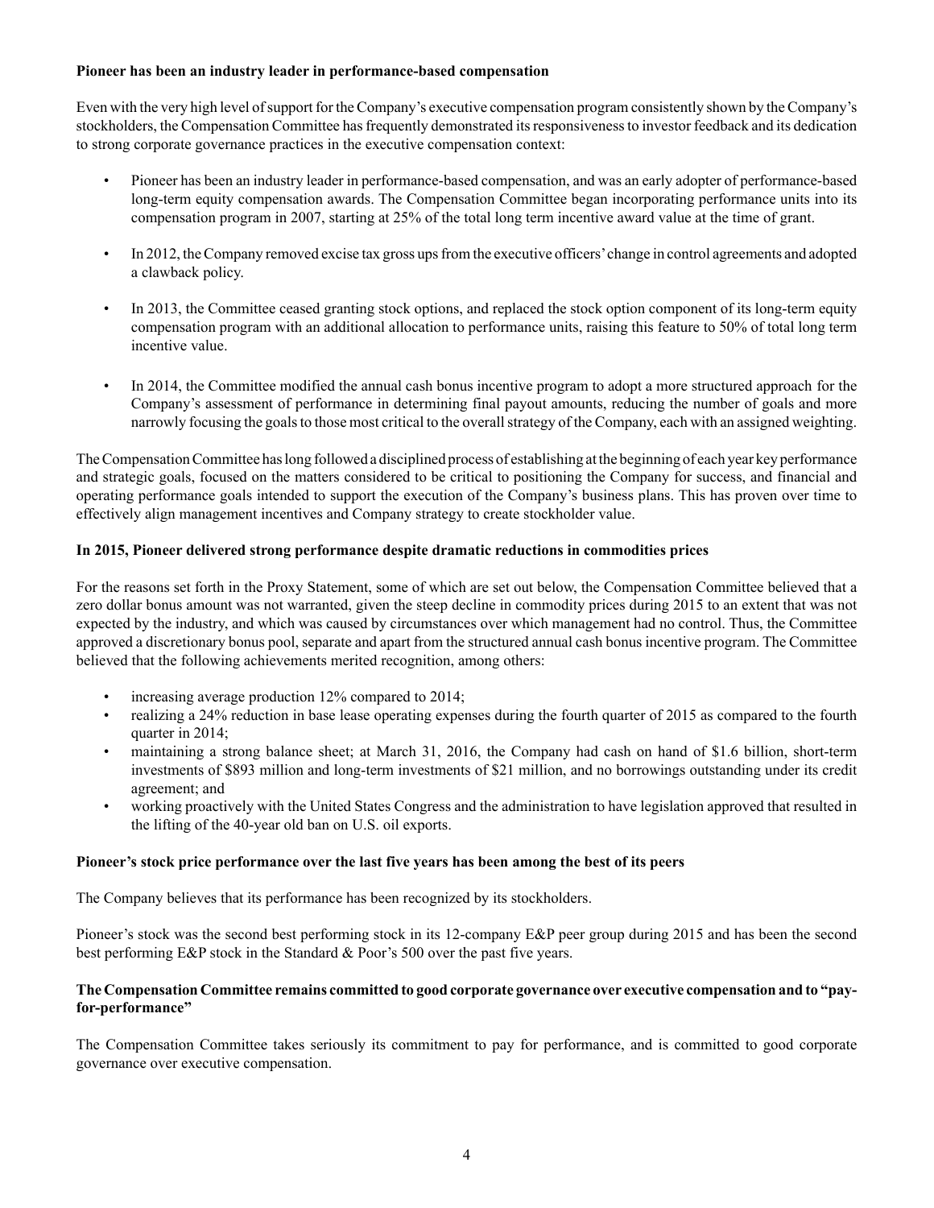**Pioneer has been an industry leader in performance-based compensation**

Even with the very high level of support for the Company's executive compensation program consistently shown by the Company's stockholders, the Compensation Committee has frequently demonstrated its responsiveness to investor feedback and its dedication to strong corporate governance practices in the executive compensation context:

- Pioneer has been an industry leader in performance-based compensation, and was an early adopter of performance-based long-term equity compensation awards. The Compensation Committee began incorporating performance units into its compensation program in 2007, starting at 25% of the total long term incentive award value at the time of grant.
- In 2012, the Company removed excise tax gross ups from the executive officers' change in control agreements and adopted a clawback policy.
- In 2013, the Committee ceased granting stock options, and replaced the stock option component of its long-term equity compensation program with an additional allocation to performance units, raising this feature to 50% of total long term incentive value.
- In 2014, the Committee modified the annual cash bonus incentive program to adopt a more structured approach for the Company's assessment of performance in determining final payout amounts, reducing the number of goals and more narrowly focusing the goals to those most critical to the overall strategy of the Company, each with an assigned weighting.

The Compensation Committee has long followed a disciplined process of establishing at the beginning of each year key performance and strategic goals, focused on the matters considered to be critical to positioning the Company for success, and financial and operating performance goals intended to support the execution of the Company's business plans. This has proven over time to effectively align management incentives and Company strategy to create stockholder value.

**In 2015, Pioneer delivered strong performance despite dramatic reductions in commodities prices**

For the reasons set forth in the Proxy Statement, some of which are set out below, the Compensation Committee believed that a zero dollar bonus amount was not warranted, given the steep decline in commodity prices during 2015 to an extent that was not expected by the industry, and which was caused by circumstances over which management had no control. Thus, the Committee approved a discretionary bonus pool, separate and apart from the structured annual cash bonus incentive program. The Committee believed that the following achievements merited recognition, among others:

- increasing average production 12% compared to 2014;
- realizing a 24% reduction in base lease operating expenses during the fourth quarter of 2015 as compared to the fourth quarter in 2014;
- maintaining a strong balance sheet; at March 31, 2016, the Company had cash on hand of $1.6 billion, short-term investments of $893 million and long-term investments of $21 million, and no borrowings outstanding under its credit agreement; and
- working proactively with the United States Congress and the administration to have legislation approved that resulted in the lifting of the 40-year old ban on U.S. oil exports.

**Pioneer's stock price performance over the last five years has been among the best of its peers**

The Company believes that its performance has been recognized by its stockholders.

Pioneer's stock was the second best performing stock in its 12-company E&P peer group during 2015 and has been the second best performing E&P stock in the Standard & Poor's 500 over the past five years.

**The Compensation Committee remains committed to good corporate governance over executive compensation and to "pay-for-performance"**

The Compensation Committee takes seriously its commitment to pay for performance, and is committed to good corporate governance over executive compensation.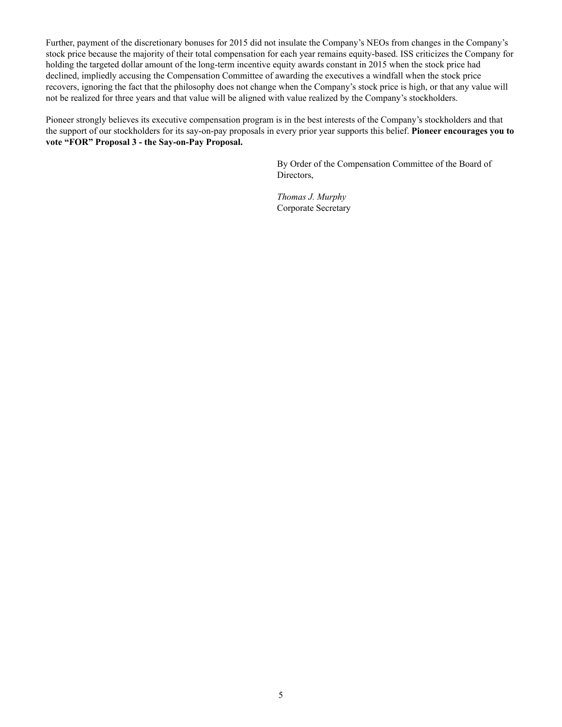Further, payment of the discretionary bonuses for 2015 did not insulate the Company's NEOs from changes in the Company's stock price because the majority of their total compensation for each year remains equity-based. ISS criticizes the Company for holding the targeted dollar amount of the long-term incentive equity awards constant in 2015 when the stock price had declined, impliedly accusing the Compensation Committee of awarding the executives a windfall when the stock price recovers, ignoring the fact that the philosophy does not change when the Company's stock price is high, or that any value will not be realized for three years and that value will be aligned with value realized by the Company's stockholders.

Pioneer strongly believes its executive compensation program is in the best interests of the Company's stockholders and that the support of our stockholders for its say-on-pay proposals in every prior year supports this belief. **Pioneer encourages you to vote "FOR" Proposal 3 - the Say-on-Pay Proposal.**

By Order of the Compensation Committee of the Board of Directors,

*Thomas J. Murphy*
Corporate Secretary